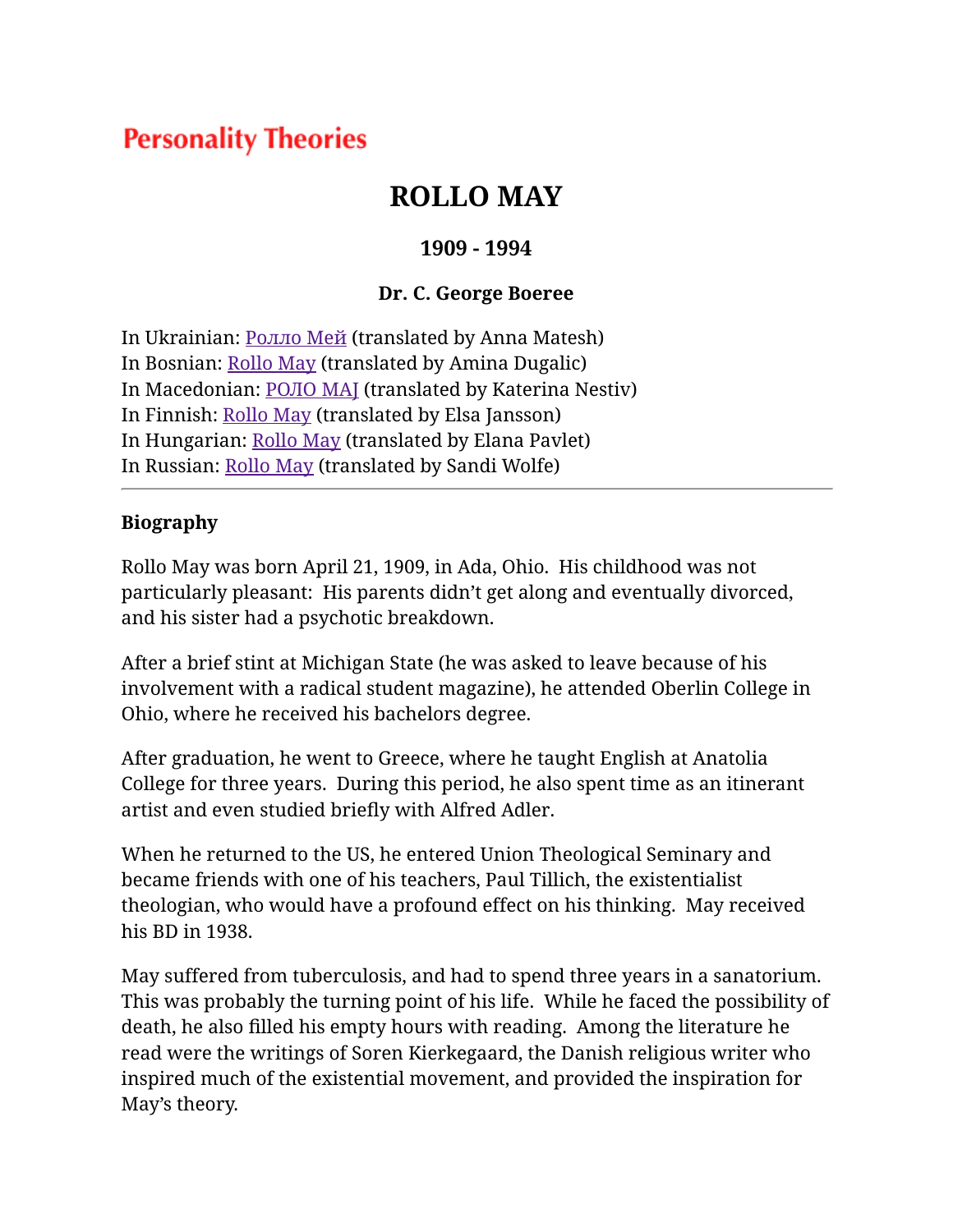Personality Theories

# ROLLO MAY

### 1909 - 1994

### Dr. C. George Boeree

In Ukrainian: Ролло Мей (translated by Anna Matesh)
In Bosnian: Rollo May (translated by Amina Dugalic)
In Macedonian: РОЛО МАЈ (translated by Katerina Nestiv)
In Finnish: Rollo May (translated by Elsa Jansson)
In Hungarian: Rollo May (translated by Elana Pavlet)
In Russian: Rollo May (translated by Sandi Wolfe)

---

**Biography**

Rollo May was born April 21, 1909, in Ada, Ohio. His childhood was not particularly pleasant: His parents didn't get along and eventually divorced, and his sister had a psychotic breakdown.

After a brief stint at Michigan State (he was asked to leave because of his involvement with a radical student magazine), he attended Oberlin College in Ohio, where he received his bachelors degree.

After graduation, he went to Greece, where he taught English at Anatolia College for three years. During this period, he also spent time as an itinerant artist and even studied briefly with Alfred Adler.

When he returned to the US, he entered Union Theological Seminary and became friends with one of his teachers, Paul Tillich, the existentialist theologian, who would have a profound effect on his thinking. May received his BD in 1938.

May suffered from tuberculosis, and had to spend three years in a sanatorium. This was probably the turning point of his life. While he faced the possibility of death, he also filled his empty hours with reading. Among the literature he read were the writings of Soren Kierkegaard, the Danish religious writer who inspired much of the existential movement, and provided the inspiration for May's theory.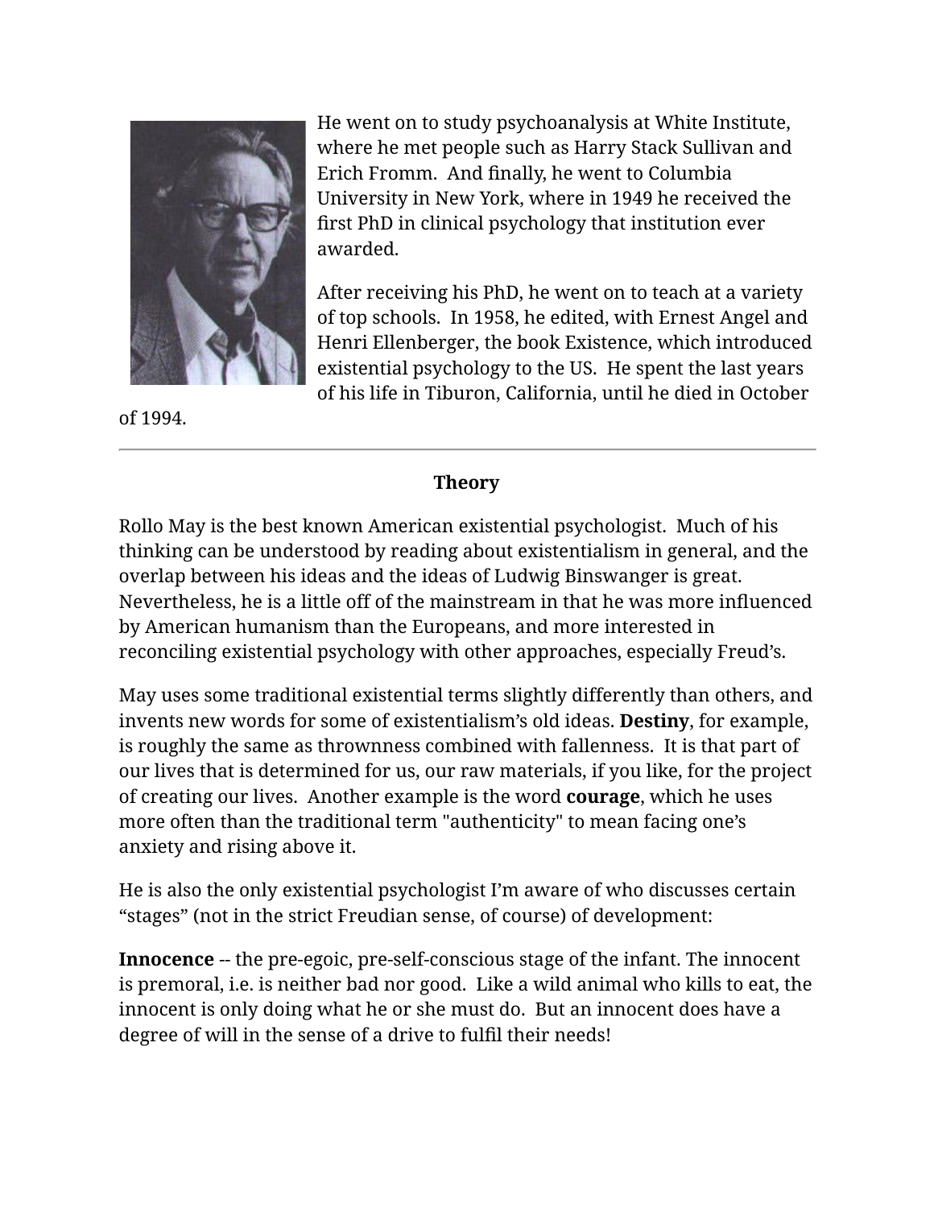He went on to study psychoanalysis at White Institute, where he met people such as Harry Stack Sullivan and Erich Fromm. And finally, he went to Columbia University in New York, where in 1949 he received the first PhD in clinical psychology that institution ever awarded.

After receiving his PhD, he went on to teach at a variety of top schools. In 1958, he edited, with Ernest Angel and Henri Ellenberger, the book Existence, which introduced existential psychology to the US. He spent the last years of his life in Tiburon, California, until he died in October of 1994.

---

## Theory

Rollo May is the best known American existential psychologist. Much of his thinking can be understood by reading about existentialism in general, and the overlap between his ideas and the ideas of Ludwig Binswanger is great. Nevertheless, he is a little off of the mainstream in that he was more influenced by American humanism than the Europeans, and more interested in reconciling existential psychology with other approaches, especially Freud's.

May uses some traditional existential terms slightly differently than others, and invents new words for some of existentialism's old ideas. **Destiny**, for example, is roughly the same as thrownness combined with fallenness. It is that part of our lives that is determined for us, our raw materials, if you like, for the project of creating our lives. Another example is the word **courage**, which he uses more often than the traditional term "authenticity" to mean facing one's anxiety and rising above it.

He is also the only existential psychologist I'm aware of who discusses certain "stages" (not in the strict Freudian sense, of course) of development:

**Innocence** -- the pre-egoic, pre-self-conscious stage of the infant. The innocent is premoral, i.e. is neither bad nor good. Like a wild animal who kills to eat, the innocent is only doing what he or she must do. But an innocent does have a degree of will in the sense of a drive to fulfil their needs!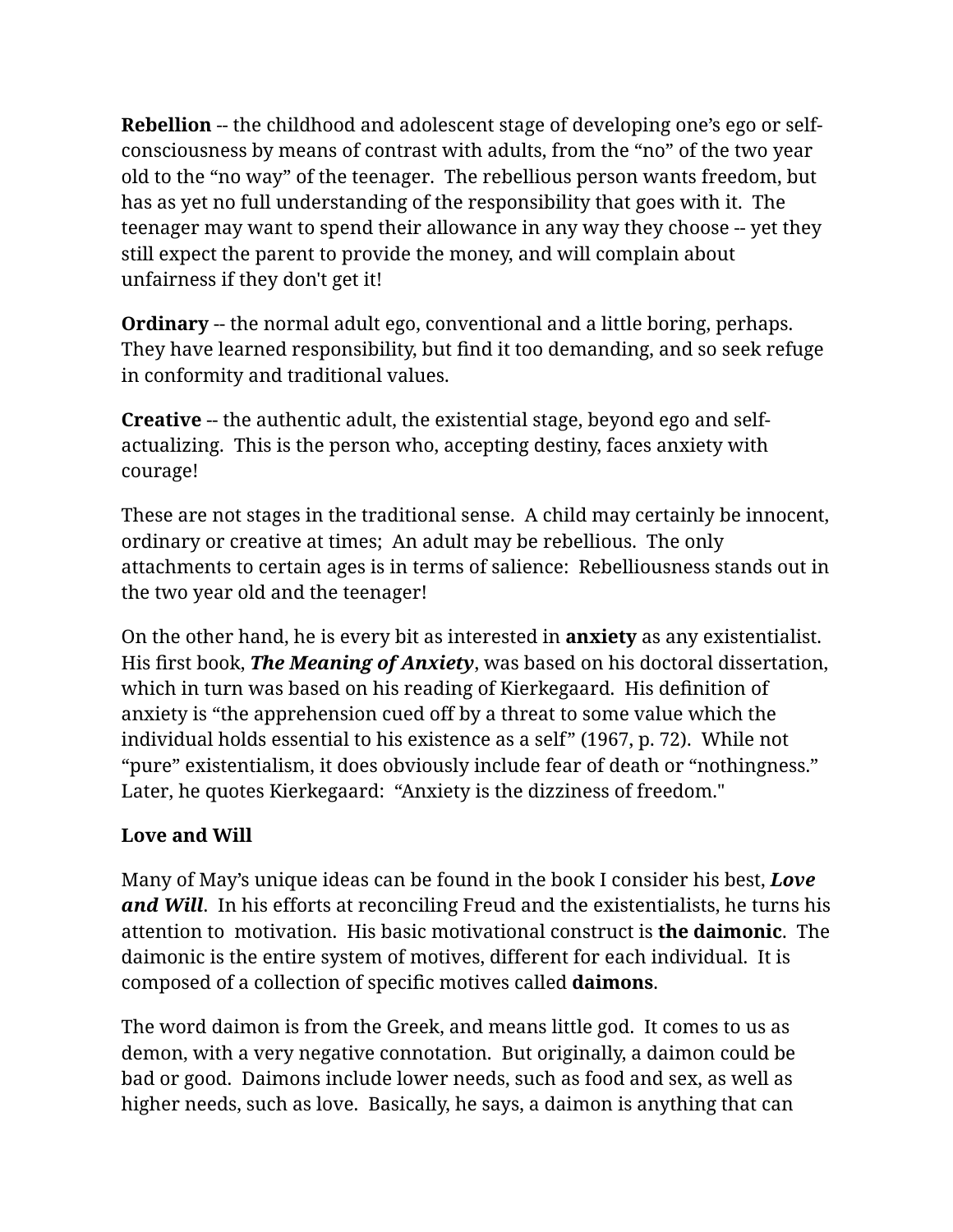**Rebellion** -- the childhood and adolescent stage of developing one's ego or self-consciousness by means of contrast with adults, from the "no" of the two year old to the "no way" of the teenager. The rebellious person wants freedom, but has as yet no full understanding of the responsibility that goes with it. The teenager may want to spend their allowance in any way they choose -- yet they still expect the parent to provide the money, and will complain about unfairness if they don't get it!

**Ordinary** -- the normal adult ego, conventional and a little boring, perhaps. They have learned responsibility, but find it too demanding, and so seek refuge in conformity and traditional values.

**Creative** -- the authentic adult, the existential stage, beyond ego and self-actualizing. This is the person who, accepting destiny, faces anxiety with courage!

These are not stages in the traditional sense. A child may certainly be innocent, ordinary or creative at times; An adult may be rebellious. The only attachments to certain ages is in terms of salience: Rebelliousness stands out in the two year old and the teenager!

On the other hand, he is every bit as interested in **anxiety** as any existentialist. His first book, ***The Meaning of Anxiety***, was based on his doctoral dissertation, which in turn was based on his reading of Kierkegaard. His definition of anxiety is "the apprehension cued off by a threat to some value which the individual holds essential to his existence as a self" (1967, p. 72). While not "pure" existentialism, it does obviously include fear of death or "nothingness." Later, he quotes Kierkegaard: "Anxiety is the dizziness of freedom."

**Love and Will**

Many of May's unique ideas can be found in the book I consider his best, ***Love and Will***. In his efforts at reconciling Freud and the existentialists, he turns his attention to motivation. His basic motivational construct is **the daimonic**. The daimonic is the entire system of motives, different for each individual. It is composed of a collection of specific motives called **daimons**.

The word daimon is from the Greek, and means little god. It comes to us as demon, with a very negative connotation. But originally, a daimon could be bad or good. Daimons include lower needs, such as food and sex, as well as higher needs, such as love. Basically, he says, a daimon is anything that can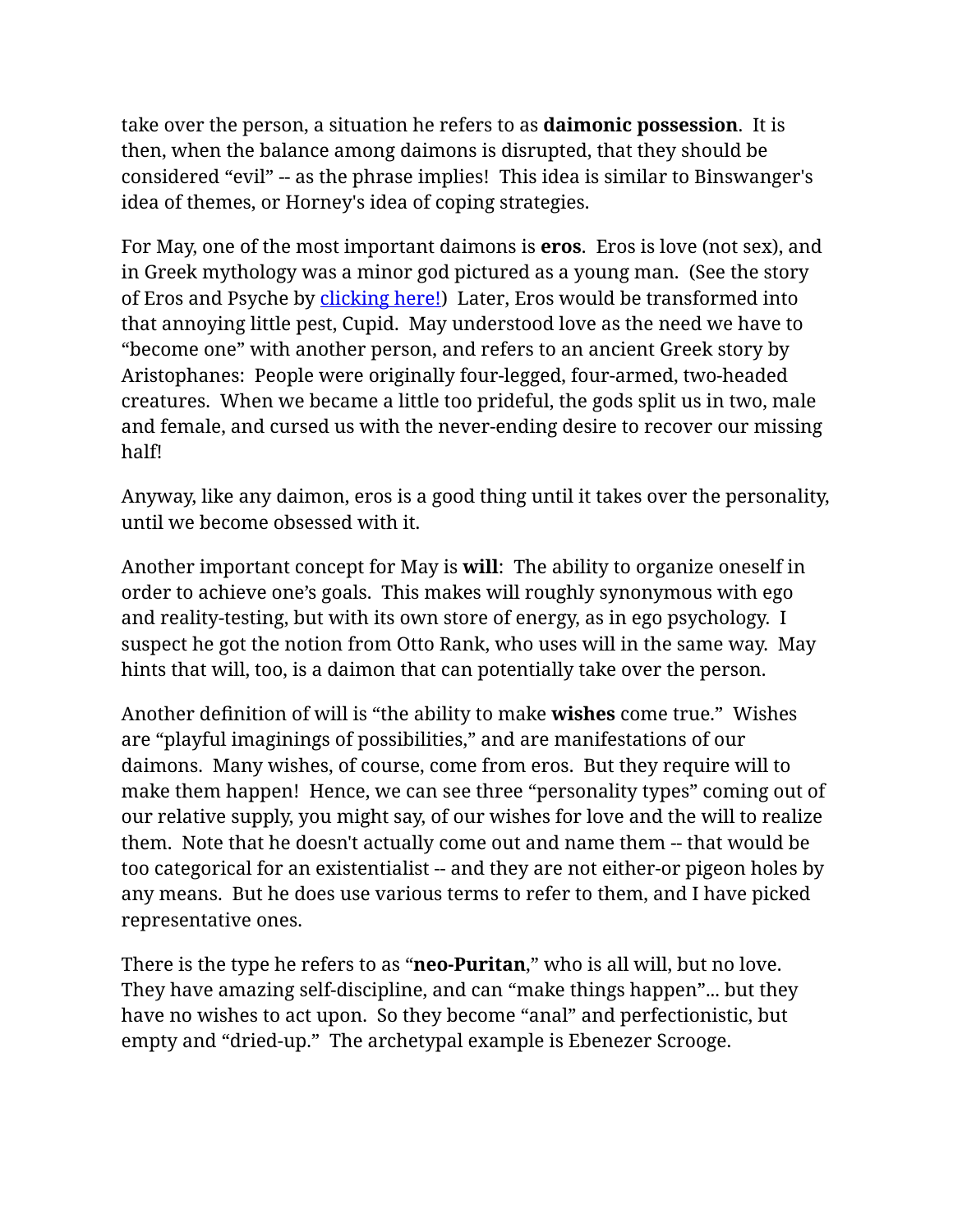take over the person, a situation he refers to as **daimonic possession**. It is then, when the balance among daimons is disrupted, that they should be considered "evil" -- as the phrase implies! This idea is similar to Binswanger's idea of themes, or Horney's idea of coping strategies.

For May, one of the most important daimons is **eros**. Eros is love (not sex), and in Greek mythology was a minor god pictured as a young man. (See the story of Eros and Psyche by [clicking here!](#)) Later, Eros would be transformed into that annoying little pest, Cupid. May understood love as the need we have to "become one" with another person, and refers to an ancient Greek story by Aristophanes: People were originally four-legged, four-armed, two-headed creatures. When we became a little too prideful, the gods split us in two, male and female, and cursed us with the never-ending desire to recover our missing half!

Anyway, like any daimon, eros is a good thing until it takes over the personality, until we become obsessed with it.

Another important concept for May is **will**: The ability to organize oneself in order to achieve one's goals. This makes will roughly synonymous with ego and reality-testing, but with its own store of energy, as in ego psychology. I suspect he got the notion from Otto Rank, who uses will in the same way. May hints that will, too, is a daimon that can potentially take over the person.

Another definition of will is "the ability to make **wishes** come true." Wishes are "playful imaginings of possibilities," and are manifestations of our daimons. Many wishes, of course, come from eros. But they require will to make them happen! Hence, we can see three "personality types" coming out of our relative supply, you might say, of our wishes for love and the will to realize them. Note that he doesn't actually come out and name them -- that would be too categorical for an existentialist -- and they are not either-or pigeon holes by any means. But he does use various terms to refer to them, and I have picked representative ones.

There is the type he refers to as "**neo-Puritan**," who is all will, but no love. They have amazing self-discipline, and can "make things happen"... but they have no wishes to act upon. So they become "anal" and perfectionistic, but empty and "dried-up." The archetypal example is Ebenezer Scrooge.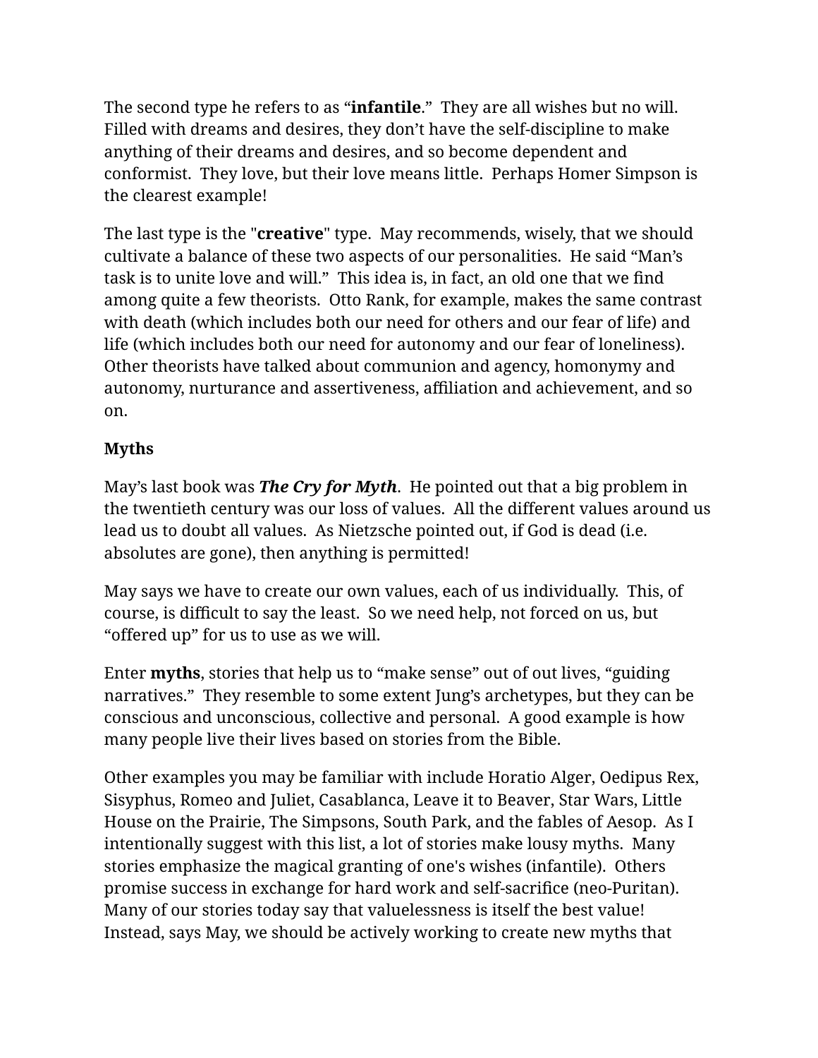The second type he refers to as "**infantile**." They are all wishes but no will. Filled with dreams and desires, they don't have the self-discipline to make anything of their dreams and desires, and so become dependent and conformist. They love, but their love means little. Perhaps Homer Simpson is the clearest example!

The last type is the "**creative**" type. May recommends, wisely, that we should cultivate a balance of these two aspects of our personalities. He said "Man's task is to unite love and will." This idea is, in fact, an old one that we find among quite a few theorists. Otto Rank, for example, makes the same contrast with death (which includes both our need for others and our fear of life) and life (which includes both our need for autonomy and our fear of loneliness). Other theorists have talked about communion and agency, homonymy and autonomy, nurturance and assertiveness, affiliation and achievement, and so on.

**Myths**

May's last book was ***The Cry for Myth***. He pointed out that a big problem in the twentieth century was our loss of values. All the different values around us lead us to doubt all values. As Nietzsche pointed out, if God is dead (i.e. absolutes are gone), then anything is permitted!

May says we have to create our own values, each of us individually. This, of course, is difficult to say the least. So we need help, not forced on us, but "offered up" for us to use as we will.

Enter **myths**, stories that help us to "make sense" out of out lives, "guiding narratives." They resemble to some extent Jung's archetypes, but they can be conscious and unconscious, collective and personal. A good example is how many people live their lives based on stories from the Bible.

Other examples you may be familiar with include Horatio Alger, Oedipus Rex, Sisyphus, Romeo and Juliet, Casablanca, Leave it to Beaver, Star Wars, Little House on the Prairie, The Simpsons, South Park, and the fables of Aesop. As I intentionally suggest with this list, a lot of stories make lousy myths. Many stories emphasize the magical granting of one's wishes (infantile). Others promise success in exchange for hard work and self-sacrifice (neo-Puritan). Many of our stories today say that valuelessness is itself the best value! Instead, says May, we should be actively working to create new myths that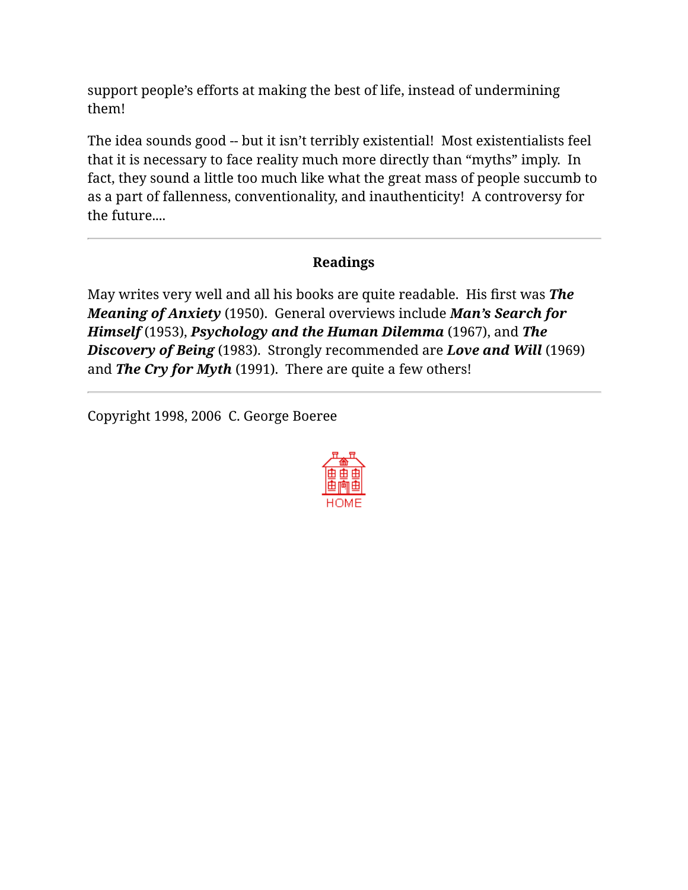support people's efforts at making the best of life, instead of undermining them!

The idea sounds good -- but it isn't terribly existential!  Most existentialists feel that it is necessary to face reality much more directly than "myths" imply.  In fact, they sound a little too much like what the great mass of people succumb to as a part of fallenness, conventionality, and inauthenticity!  A controversy for the future....

---

## Readings

May writes very well and all his books are quite readable.  His first was ***The Meaning of Anxiety*** (1950).  General overviews include ***Man's Search for Himself*** (1953), ***Psychology and the Human Dilemma*** (1967), and ***The Discovery of Being*** (1983).  Strongly recommended are ***Love and Will*** (1969) and ***The Cry for Myth*** (1991).  There are quite a few others!

---

Copyright 1998, 2006  C. George Boeree

HOME